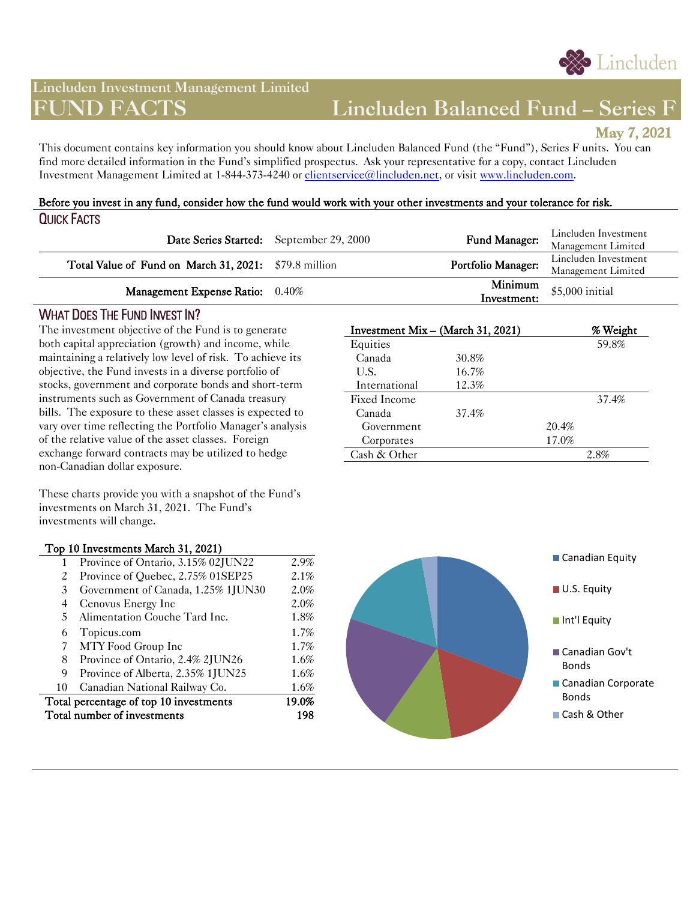Lincluden Investment Management Limited

# FUND FACTS

# Lincluden Balanced Fund – Series F

**May 7, 2021**

This document contains key information you should know about Lincluden Balanced Fund (the "Fund"), Series F units. You can find more detailed information in the Fund's simplified prospectus. Ask your representative for a copy, contact Lincluden Investment Management Limited at 1-844-373-4240 or clientservice@lincluden.net, or visit www.lincluden.com.

**Before you invest in any fund, consider how the fund would work with your other investments and your tolerance for risk.**

## Quick Facts

| | | | |
|---|---|---|---|
| **Date Series Started:** | September 29, 2000 | **Fund Manager:** | Lincluden Investment Management Limited |
| **Total Value of Fund on March 31, 2021:** | $79.8 million | **Portfolio Manager:** | Lincluden Investment Management Limited |
| **Management Expense Ratio:** | 0.40% | **Minimum Investment:** | $5,000 initial |

## What Does The Fund Invest In?

The investment objective of the Fund is to generate both capital appreciation (growth) and income, while maintaining a relatively low level of risk. To achieve its objective, the Fund invests in a diverse portfolio of stocks, government and corporate bonds and short-term instruments such as Government of Canada treasury bills. The exposure to these asset classes is expected to vary over time reflecting the Portfolio Manager's analysis of the relative value of the asset classes. Foreign exchange forward contracts may be utilized to hedge non-Canadian dollar exposure.

These charts provide you with a snapshot of the Fund's investments on March 31, 2021. The Fund's investments will change.

| Investment Mix – (March 31, 2021) | | | % Weight |
|---|---|---|---|
| Equities | | | 59.8% |
| Canada | 30.8% | | |
| U.S. | 16.7% | | |
| International | 12.3% | | |
| Fixed Income | | | 37.4% |
| Canada | 37.4% | | |
| Government | | 20.4% | |
| Corporates | | 17.0% | |
| Cash & Other | | | 2.8% |

| Top 10 Investments March 31, 2021) | | |
|---|---|---|
| 1 | Province of Ontario, 3.15% 02JUN22 | 2.9% |
| 2 | Province of Quebec, 2.75% 01SEP25 | 2.1% |
| 3 | Government of Canada, 1.25% 1JUN30 | 2.0% |
| 4 | Cenovus Energy Inc | 2.0% |
| 5 | Alimentation Couche Tard Inc. | 1.8% |
| 6 | Topicus.com | 1.7% |
| 7 | MTY Food Group Inc | 1.7% |
| 8 | Province of Ontario, 2.4% 2JUN26 | 1.6% |
| 9 | Province of Alberta, 2.35% 1JUN25 | 1.6% |
| 10 | Canadian National Railway Co. | 1.6% |
| **Total percentage of top 10 investments** | | **19.0%** |
| **Total number of investments** | | **198** |

Canadian Equity
U.S. Equity
Int'l Equity
Canadian Gov't Bonds
Canadian Corporate Bonds
Cash & Other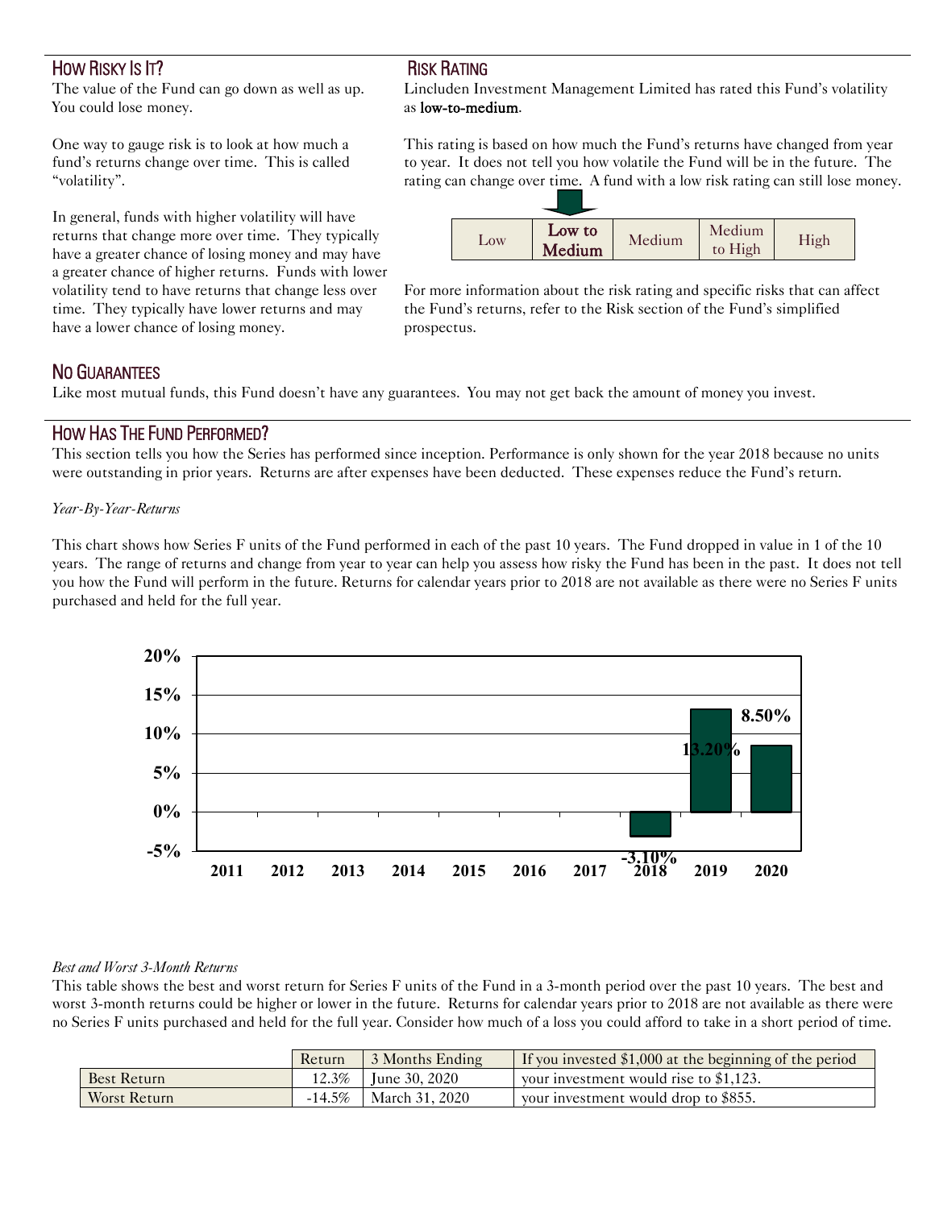## How Risky Is It?

The value of the Fund can go down as well as up. You could lose money.

One way to gauge risk is to look at how much a fund's returns change over time. This is called "volatility".

In general, funds with higher volatility will have returns that change more over time. They typically have a greater chance of losing money and may have a greater chance of higher returns. Funds with lower volatility tend to have returns that change less over time. They typically have lower returns and may have a lower chance of losing money.

## Risk Rating

Lincluden Investment Management Limited has rated this Fund's volatility as low-to-medium.

This rating is based on how much the Fund's returns have changed from year to year. It does not tell you how volatile the Fund will be in the future. The rating can change over time. A fund with a low risk rating can still lose money.

| Low | Low to Medium | Medium | Medium to High | High |
|---|---|---|---|---|

For more information about the risk rating and specific risks that can affect the Fund's returns, refer to the Risk section of the Fund's simplified prospectus.

## No Guarantees

Like most mutual funds, this Fund doesn't have any guarantees. You may not get back the amount of money you invest.

## How Has The Fund Performed?

This section tells you how the Series has performed since inception. Performance is only shown for the year 2018 because no units were outstanding in prior years. Returns are after expenses have been deducted. These expenses reduce the Fund's return.

*Year-By-Year-Returns*

This chart shows how Series F units of the Fund performed in each of the past 10 years. The Fund dropped in value in 1 of the 10 years. The range of returns and change from year to year can help you assess how risky the Fund has been in the past. It does not tell you how the Fund will perform in the future. Returns for calendar years prior to 2018 are not available as there were no Series F units purchased and held for the full year.

20%
15%
10%
5%
0%
-5%

2011 2012 2013 2014 2015 2016 2017 2018 2019 2020

-3.10%
13.20%
8.50%

*Best and Worst 3-Month Returns*

This table shows the best and worst return for Series F units of the Fund in a 3-month period over the past 10 years. The best and worst 3-month returns could be higher or lower in the future. Returns for calendar years prior to 2018 are not available as there were no Series F units purchased and held for the full year. Consider how much of a loss you could afford to take in a short period of time.

| | Return | 3 Months Ending | If you invested $1,000 at the beginning of the period |
|---|---|---|---|
| Best Return | 12.3% | June 30, 2020 | your investment would rise to $1,123. |
| Worst Return | -14.5% | March 31, 2020 | your investment would drop to $855. |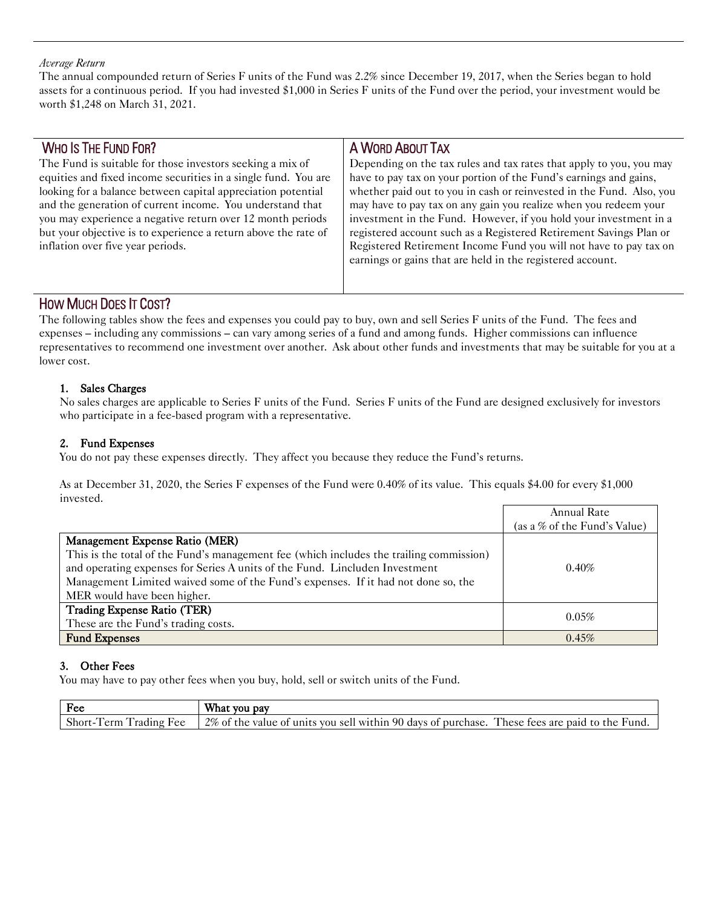*Average Return*

The annual compounded return of Series F units of the Fund was 2.2% since December 19, 2017, when the Series began to hold assets for a continuous period. If you had invested $1,000 in Series F units of the Fund over the period, your investment would be worth $1,248 on March 31, 2021.

## Who Is The Fund For?

The Fund is suitable for those investors seeking a mix of equities and fixed income securities in a single fund. You are looking for a balance between capital appreciation potential and the generation of current income. You understand that you may experience a negative return over 12 month periods but your objective is to experience a return above the rate of inflation over five year periods.

## A Word About Tax

Depending on the tax rules and tax rates that apply to you, you may have to pay tax on your portion of the Fund's earnings and gains, whether paid out to you in cash or reinvested in the Fund. Also, you may have to pay tax on any gain you realize when you redeem your investment in the Fund. However, if you hold your investment in a registered account such as a Registered Retirement Savings Plan or Registered Retirement Income Fund you will not have to pay tax on earnings or gains that are held in the registered account.

## How Much Does It Cost?

The following tables show the fees and expenses you could pay to buy, own and sell Series F units of the Fund. The fees and expenses – including any commissions – can vary among series of a fund and among funds. Higher commissions can influence representatives to recommend one investment over another. Ask about other funds and investments that may be suitable for you at a lower cost.

### 1. Sales Charges

No sales charges are applicable to Series F units of the Fund. Series F units of the Fund are designed exclusively for investors who participate in a fee-based program with a representative.

### 2. Fund Expenses

You do not pay these expenses directly. They affect you because they reduce the Fund's returns.

As at December 31, 2020, the Series F expenses of the Fund were 0.40% of its value. This equals $4.00 for every $1,000 invested.

| | Annual Rate (as a % of the Fund's Value) |
|---|---|
| **Management Expense Ratio (MER)** This is the total of the Fund's management fee (which includes the trailing commission) and operating expenses for Series A units of the Fund. Lincluden Investment Management Limited waived some of the Fund's expenses. If it had not done so, the MER would have been higher. | 0.40% |
| **Trading Expense Ratio (TER)** These are the Fund's trading costs. | 0.05% |
| **Fund Expenses** | 0.45% |

### 3. Other Fees

You may have to pay other fees when you buy, hold, sell or switch units of the Fund.

| Fee | What you pay |
|---|---|
| Short-Term Trading Fee | 2% of the value of units you sell within 90 days of purchase. These fees are paid to the Fund. |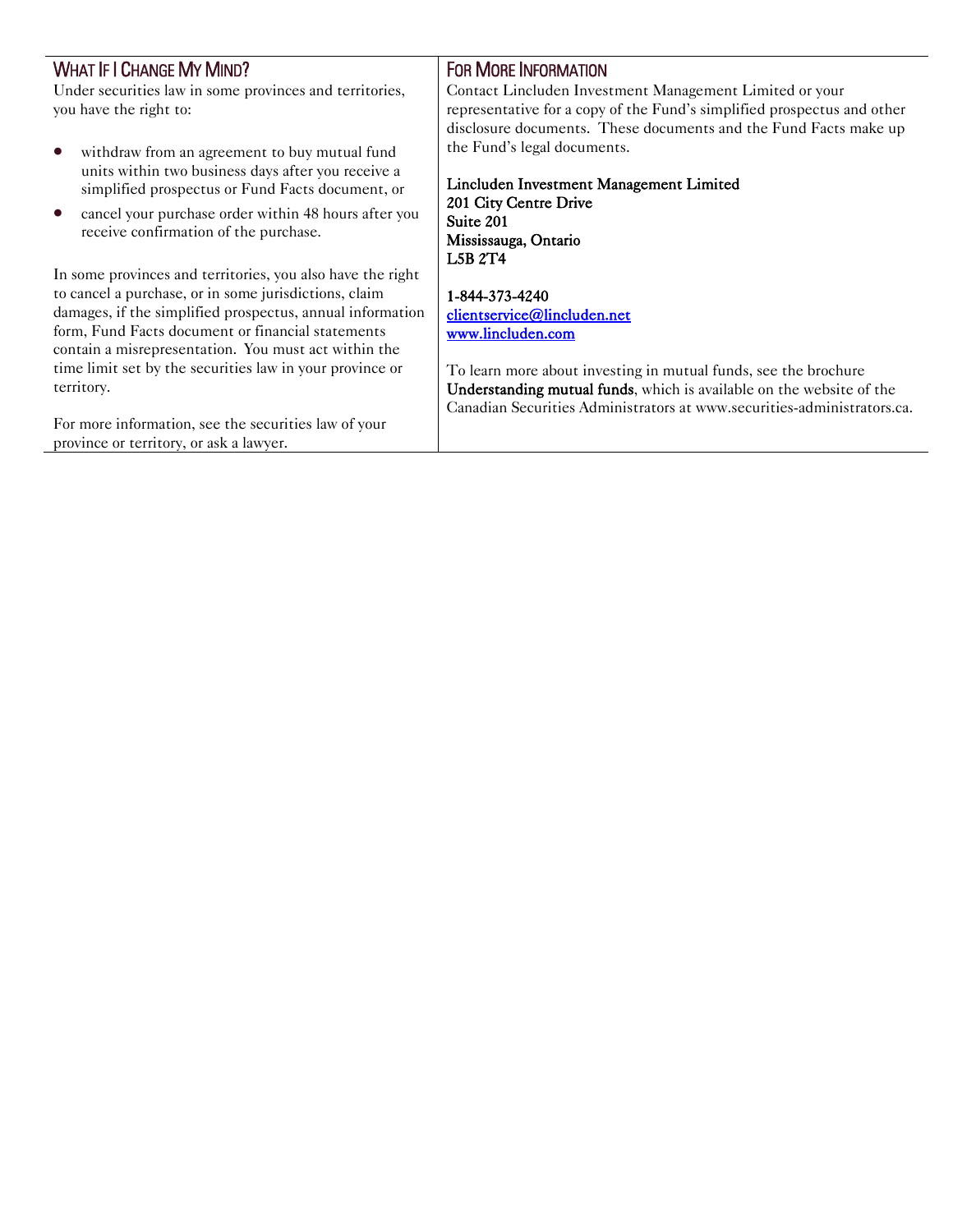## What If I Change My Mind?

Under securities law in some provinces and territories, you have the right to:

- withdraw from an agreement to buy mutual fund units within two business days after you receive a simplified prospectus or Fund Facts document, or
- cancel your purchase order within 48 hours after you receive confirmation of the purchase.

In some provinces and territories, you also have the right to cancel a purchase, or in some jurisdictions, claim damages, if the simplified prospectus, annual information form, Fund Facts document or financial statements contain a misrepresentation. You must act within the time limit set by the securities law in your province or territory.

For more information, see the securities law of your province or territory, or ask a lawyer.

## For More Information

Contact Lincluden Investment Management Limited or your representative for a copy of the Fund's simplified prospectus and other disclosure documents. These documents and the Fund Facts make up the Fund's legal documents.

**Lincluden Investment Management Limited**
**201 City Centre Drive**
**Suite 201**
**Mississauga, Ontario**
**L5B 2T4**

**1-844-373-4240**
clientservice@lincluden.net
www.lincluden.com

To learn more about investing in mutual funds, see the brochure **Understanding mutual funds**, which is available on the website of the Canadian Securities Administrators at www.securities-administrators.ca.